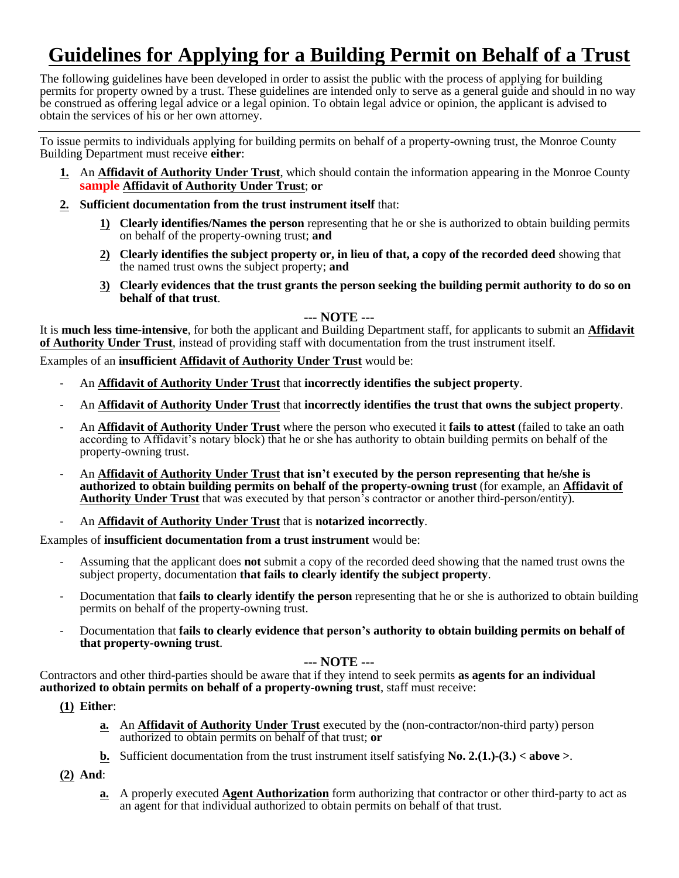# Guidelines for Applying for a Building Permit on Behalf of a Trust

The following guidelines have been developed in order to assist the public with the process of applying for building permits for property owned by a trust. These guidelines are intended only to serve as a general guide and should in no way be construed as offering legal advice or a legal opinion. To obtain legal advice or opinion, the applicant is advised to obtain the services of his or her own attorney.

---

To issue permits to individuals applying for building permits on behalf of a property-owning trust, the Monroe County Building Department must receive **either**:

1. An **Affidavit of Authority Under Trust**, which should contain the information appearing in the Monroe County **sample** **Affidavit of Authority Under Trust**; **or**
2. **Sufficient documentation from the trust instrument itself** that:
   1) **Clearly identifies/Names the person** representing that he or she is authorized to obtain building permits on behalf of the property-owning trust; **and**
   2) **Clearly identifies the subject property or, in lieu of that, a copy of the recorded deed** showing that the named trust owns the subject property; **and**
   3) **Clearly evidences that the trust grants the person seeking the building permit authority to do so on behalf of that trust**.

**--- NOTE ---**

It is **much less time-intensive**, for both the applicant and Building Department staff, for applicants to submit an **Affidavit of Authority Under Trust**, instead of providing staff with documentation from the trust instrument itself.

Examples of an **insufficient** **Affidavit of Authority Under Trust** would be:

- An **Affidavit of Authority Under Trust** that **incorrectly identifies the subject property**.
- An **Affidavit of Authority Under Trust** that **incorrectly identifies the trust that owns the subject property**.
- An **Affidavit of Authority Under Trust** where the person who executed it **fails to attest** (failed to take an oath according to Affidavit's notary block) that he or she has authority to obtain building permits on behalf of the property-owning trust.
- An **Affidavit of Authority Under Trust** **that isn't executed by the person representing that he/she is authorized to obtain building permits on behalf of the property-owning trust** (for example, an **Affidavit of Authority Under Trust** that was executed by that person's contractor or another third-person/entity).
- An **Affidavit of Authority Under Trust** that is **notarized incorrectly**.

Examples of **insufficient documentation from a trust instrument** would be:

- Assuming that the applicant does **not** submit a copy of the recorded deed showing that the named trust owns the subject property, documentation **that fails to clearly identify the subject property**.
- Documentation that **fails to clearly identify the person** representing that he or she is authorized to obtain building permits on behalf of the property-owning trust.
- Documentation that **fails to clearly evidence that person's authority to obtain building permits on behalf of that property-owning trust**.

**--- NOTE ---**

Contractors and other third-parties should be aware that if they intend to seek permits **as agents for an individual authorized to obtain permits on behalf of a property-owning trust**, staff must receive:

**(1) Either**:

- **a.** An **Affidavit of Authority Under Trust** executed by the (non-contractor/non-third party) person authorized to obtain permits on behalf of that trust; **or**
- **b.** Sufficient documentation from the trust instrument itself satisfying **No. 2.(1.)-(3.) < above >**.

**(2) And**:

- **a.** A properly executed **Agent Authorization** form authorizing that contractor or other third-party to act as an agent for that individual authorized to obtain permits on behalf of that trust.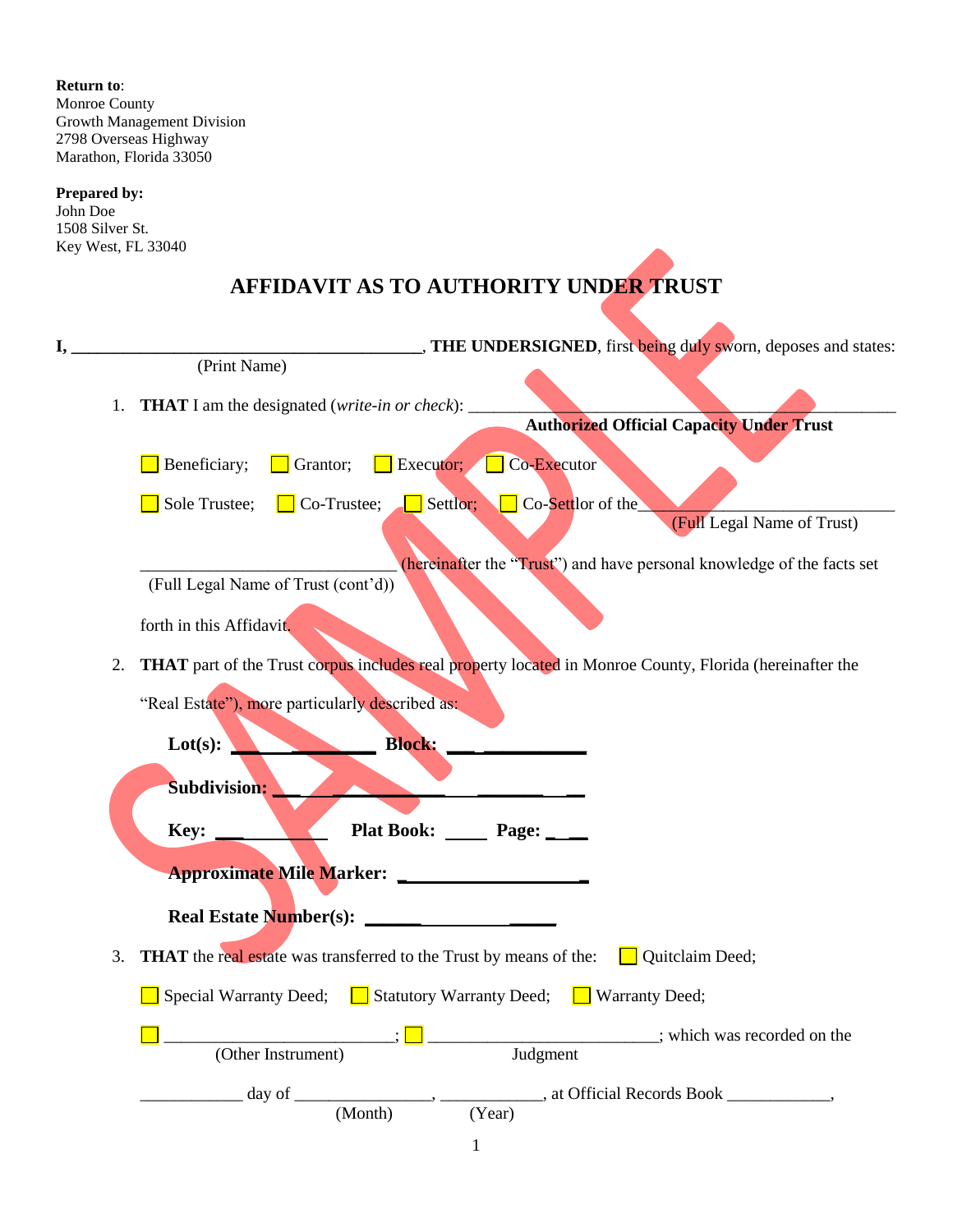**Return to**:
Monroe County
Growth Management Division
2798 Overseas Highway
Marathon, Florida 33050

**Prepared by:**
John Doe
1508 Silver St.
Key West, FL 33040

# AFFIDAVIT AS TO AUTHORITY UNDER TRUST

**I, ________________________________________, THE UNDERSIGNED**, first being duly sworn, deposes and states:
(Print Name)

1. **THAT** I am the designated (*write-in or check*): ____________________________________________
**Authorized Official Capacity Under Trust**

☐ Beneficiary; ☐ Grantor; ☐ Executor; ☐ Co-Executor

☐ Sole Trustee; ☐ Co-Trustee; ☐ Settlor; ☐ Co-Settlor of the____________________________
(Full Legal Name of Trust)

_____________________________ (hereinafter the "Trust") and have personal knowledge of the facts set
(Full Legal Name of Trust (cont'd))

forth in this Affidavit.

2. **THAT** part of the Trust corpus includes real property located in Monroe County, Florida (hereinafter the "Real Estate"), more particularly described as:

**Lot(s):** ________________ **Block:** ______________

**Subdivision:** ______________________________

**Key:** ____________ **Plat Book:** _____ **Page:** _____

**Approximate Mile Marker:** ___________________

**Real Estate Number(s):** ___________________

3. **THAT** the real estate was transferred to the Trust by means of the: ☐ Quitclaim Deed;

☐ Special Warranty Deed; ☐ Statutory Warranty Deed; ☐ Warranty Deed;

☐ __________________________; ☐ __________________________; which was recorded on the
(Other Instrument) Judgment

____________ day of ________________, ____________, at Official Records Book ____________,
(Month) (Year)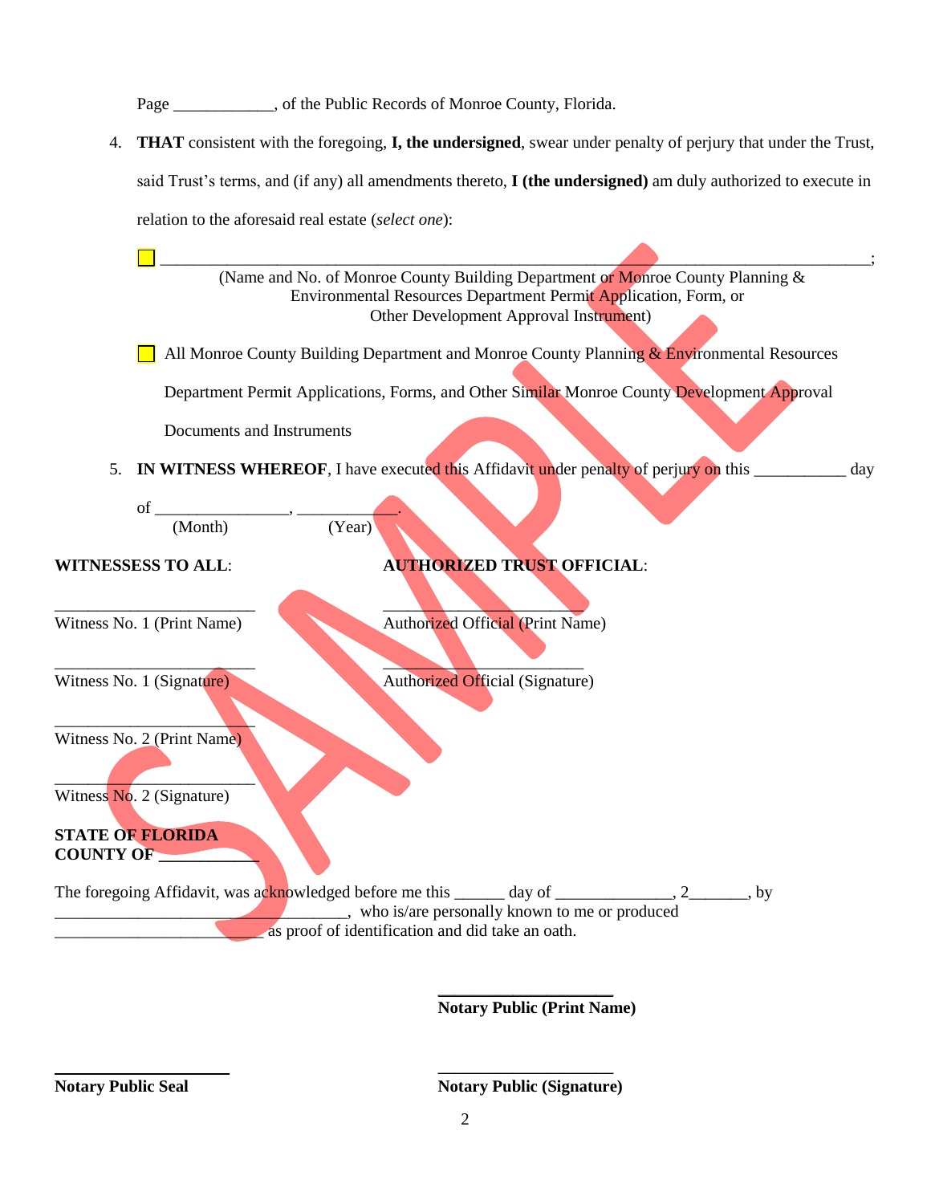Page ____________, of the Public Records of Monroe County, Florida.

4. **THAT** consistent with the foregoing, **I, the undersigned**, swear under penalty of perjury that under the Trust, said Trust's terms, and (if any) all amendments thereto, **I (the undersigned)** am duly authorized to execute in relation to the aforesaid real estate (*select one*):

   ☐ ________________________________________________________________________________;
   (Name and No. of Monroe County Building Department or Monroe County Planning & Environmental Resources Department Permit Application, Form, or Other Development Approval Instrument)

   ☐ All Monroe County Building Department and Monroe County Planning & Environmental Resources Department Permit Applications, Forms, and Other Similar Monroe County Development Approval Documents and Instruments

5. **IN WITNESS WHEREOF**, I have executed this Affidavit under penalty of perjury on this ___________ day of ________________, ____________.
   (Month) (Year)

**WITNESSESS TO ALL**:

________________________
Witness No. 1 (Print Name)

________________________
Witness No. 1 (Signature)

________________________
Witness No. 2 (Print Name)

________________________
Witness No. 2 (Signature)

**AUTHORIZED TRUST OFFICIAL**:

________________________
Authorized Official (Print Name)

________________________
Authorized Official (Signature)

**STATE OF FLORIDA**
**COUNTY OF ____________**

The foregoing Affidavit, was acknowledged before me this ______ day of ______________, 2_______, by ___________________________________, who is/are personally known to me or produced _________________________ as proof of identification and did take an oath.

____________________
**Notary Public (Print Name)**

____________________
**Notary Public Seal**

____________________
**Notary Public (Signature)**